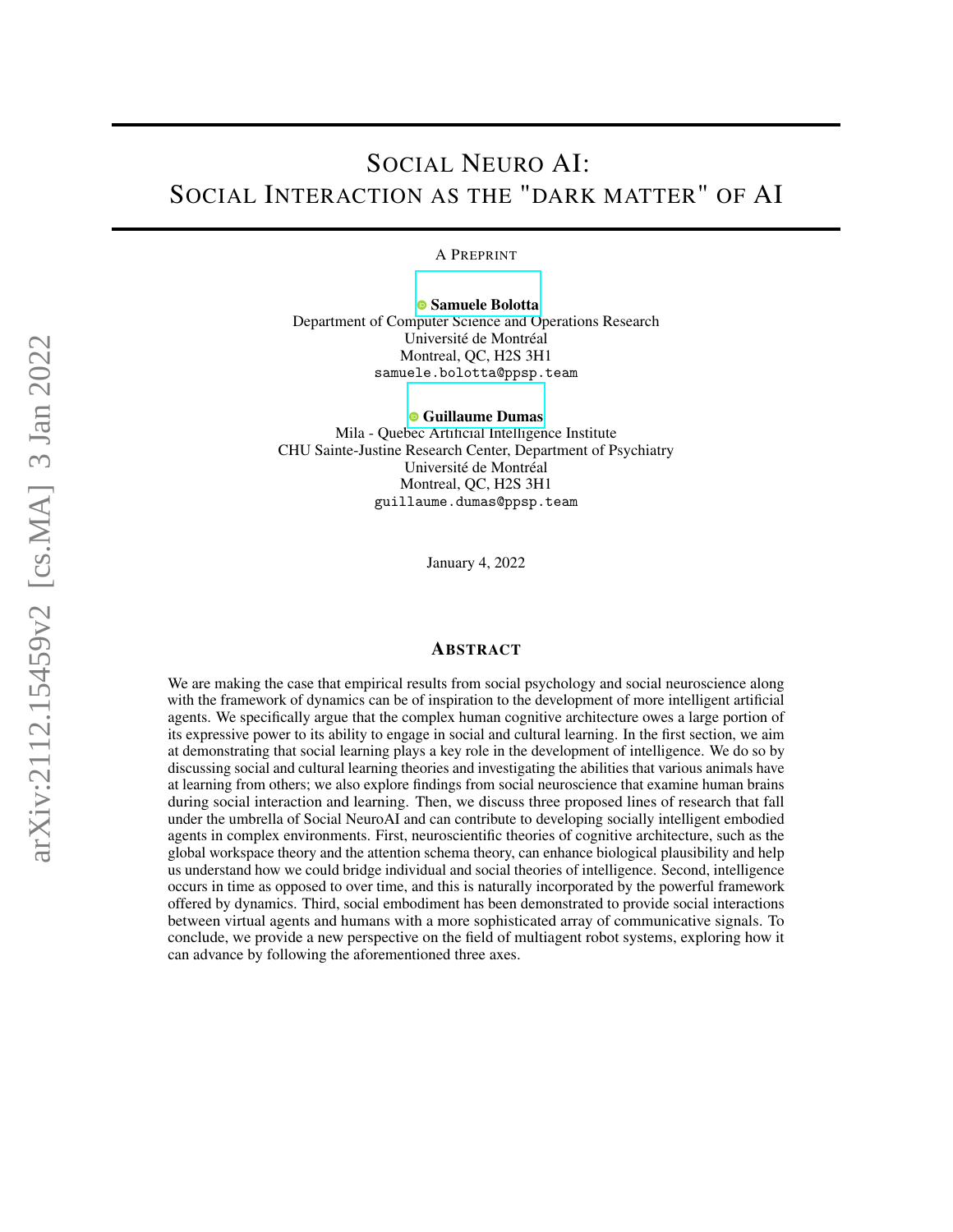# Social Neuro AI: Social Interaction as the "dark matter" of AI

A Preprint

**Samuele Bolotta**
Department of Computer Science and Operations Research
Université de Montréal
Montreal, QC, H2S 3H1
samuele.bolotta@ppsp.team

**Guillaume Dumas**
Mila - Quebec Artificial Intelligence Institute
CHU Sainte-Justine Research Center, Department of Psychiatry
Université de Montréal
Montreal, QC, H2S 3H1
guillaume.dumas@ppsp.team

January 4, 2022

## Abstract

We are making the case that empirical results from social psychology and social neuroscience along with the framework of dynamics can be of inspiration to the development of more intelligent artificial agents. We specifically argue that the complex human cognitive architecture owes a large portion of its expressive power to its ability to engage in social and cultural learning. In the first section, we aim at demonstrating that social learning plays a key role in the development of intelligence. We do so by discussing social and cultural learning theories and investigating the abilities that various animals have at learning from others; we also explore findings from social neuroscience that examine human brains during social interaction and learning. Then, we discuss three proposed lines of research that fall under the umbrella of Social NeuroAI and can contribute to developing socially intelligent embodied agents in complex environments. First, neuroscientific theories of cognitive architecture, such as the global workspace theory and the attention schema theory, can enhance biological plausibility and help us understand how we could bridge individual and social theories of intelligence. Second, intelligence occurs in time as opposed to over time, and this is naturally incorporated by the powerful framework offered by dynamics. Third, social embodiment has been demonstrated to provide social interactions between virtual agents and humans with a more sophisticated array of communicative signals. To conclude, we provide a new perspective on the field of multiagent robot systems, exploring how it can advance by following the aforementioned three axes.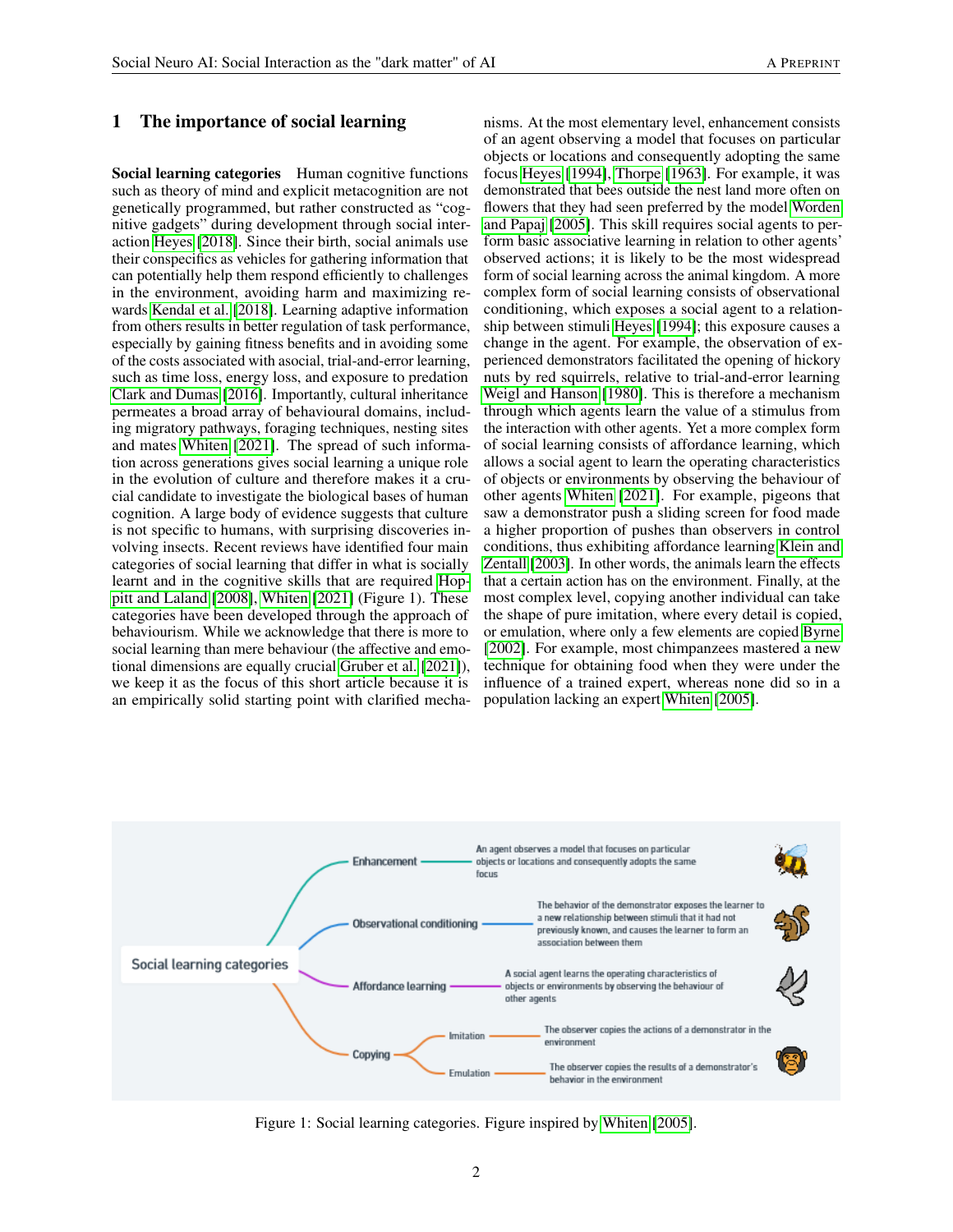# 1 The importance of social learning

**Social learning categories** Human cognitive functions such as theory of mind and explicit metacognition are not genetically programmed, but rather constructed as "cognitive gadgets" during development through social interaction Heyes [2018]. Since their birth, social animals use their conspecifics as vehicles for gathering information that can potentially help them respond efficiently to challenges in the environment, avoiding harm and maximizing rewards Kendal et al. [2018]. Learning adaptive information from others results in better regulation of task performance, especially by gaining fitness benefits and in avoiding some of the costs associated with asocial, trial-and-error learning, such as time loss, energy loss, and exposure to predation Clark and Dumas [2016]. Importantly, cultural inheritance permeates a broad array of behavioural domains, including migratory pathways, foraging techniques, nesting sites and mates Whiten [2021]. The spread of such information across generations gives social learning a unique role in the evolution of culture and therefore makes it a crucial candidate to investigate the biological bases of human cognition. A large body of evidence suggests that culture is not specific to humans, with surprising discoveries involving insects. Recent reviews have identified four main categories of social learning that differ in what is socially learnt and in the cognitive skills that are required Hoppitt and Laland [2008], Whiten [2021] (Figure 1). These categories have been developed through the approach of behaviourism. While we acknowledge that there is more to social learning than mere behaviour (the affective and emotional dimensions are equally crucial Gruber et al. [2021]), we keep it as the focus of this short article because it is an empirically solid starting point with clarified mechanisms. At the most elementary level, enhancement consists of an agent observing a model that focuses on particular objects or locations and consequently adopting the same focus Heyes [1994], Thorpe [1963]. For example, it was demonstrated that bees outside the nest land more often on flowers that they had seen preferred by the model Worden and Papaj [2005]. This skill requires social agents to perform basic associative learning in relation to other agents' observed actions; it is likely to be the most widespread form of social learning across the animal kingdom. A more complex form of social learning consists of observational conditioning, which exposes a social agent to a relationship between stimuli Heyes [1994]; this exposure causes a change in the agent. For example, the observation of experienced demonstrators facilitated the opening of hickory nuts by red squirrels, relative to trial-and-error learning Weigl and Hanson [1980]. This is therefore a mechanism through which agents learn the value of a stimulus from the interaction with other agents. Yet a more complex form of social learning consists of affordance learning, which allows a social agent to learn the operating characteristics of objects or environments by observing the behaviour of other agents Whiten [2021]. For example, pigeons that saw a demonstrator push a sliding screen for food made a higher proportion of pushes than observers in control conditions, thus exhibiting affordance learning Klein and Zentall [2003]. In other words, the animals learn the effects that a certain action has on the environment. Finally, at the most complex level, copying another individual can take the shape of pure imitation, where every detail is copied, or emulation, where only a few elements are copied Byrne [2002]. For example, most chimpanzees mastered a new technique for obtaining food when they were under the influence of a trained expert, whereas none did so in a population lacking an expert Whiten [2005].

Figure 1: Social learning categories. Figure inspired by Whiten [2005].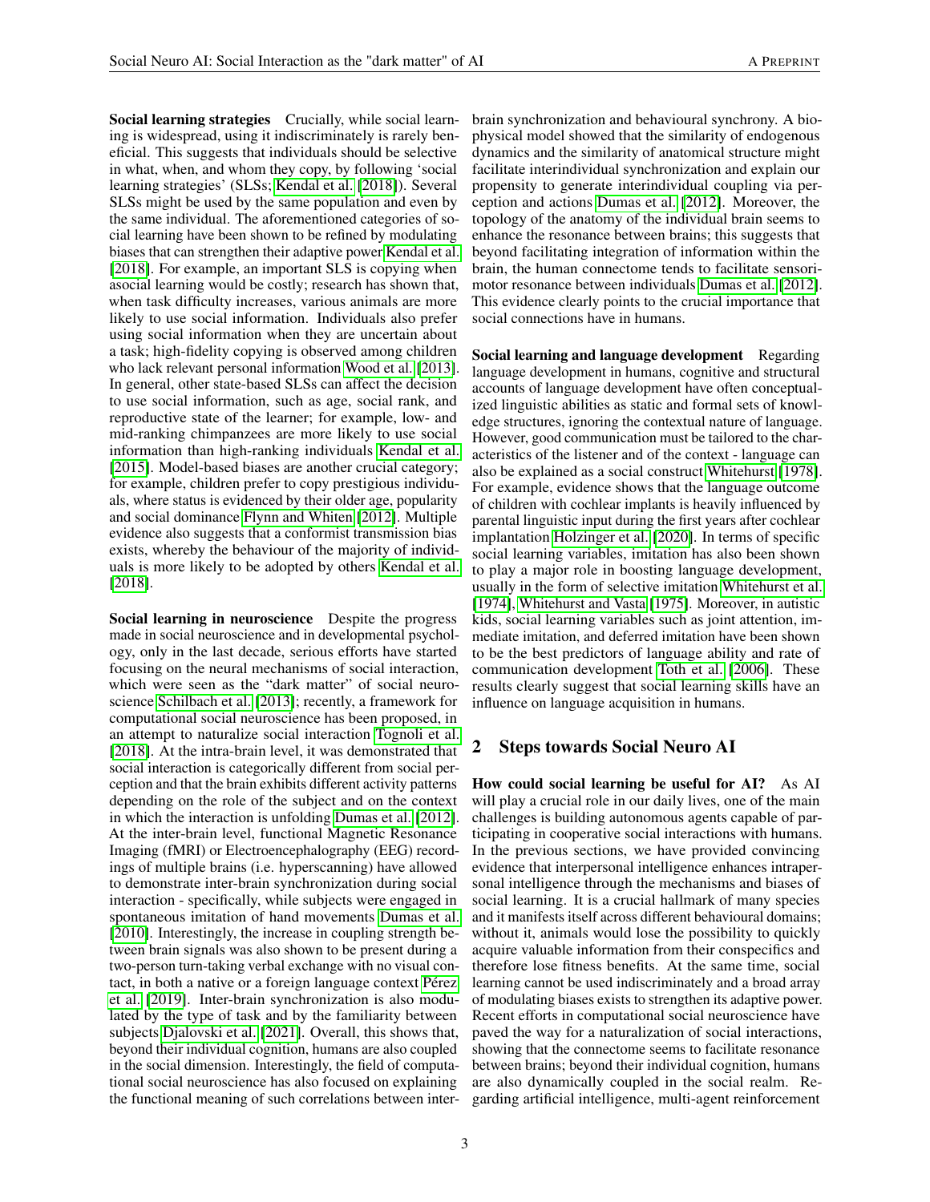**Social learning strategies** Crucially, while social learning is widespread, using it indiscriminately is rarely beneficial. This suggests that individuals should be selective in what, when, and whom they copy, by following 'social learning strategies' (SLSs; Kendal et al. [2018]). Several SLSs might be used by the same population and even by the same individual. The aforementioned categories of social learning have been shown to be refined by modulating biases that can strengthen their adaptive power Kendal et al. [2018]. For example, an important SLS is copying when asocial learning would be costly; research has shown that, when task difficulty increases, various animals are more likely to use social information. Individuals also prefer using social information when they are uncertain about a task; high-fidelity copying is observed among children who lack relevant personal information Wood et al. [2013]. In general, other state-based SLSs can affect the decision to use social information, such as age, social rank, and reproductive state of the learner; for example, low- and mid-ranking chimpanzees are more likely to use social information than high-ranking individuals Kendal et al. [2015]. Model-based biases are another crucial category; for example, children prefer to copy prestigious individuals, where status is evidenced by their older age, popularity and social dominance Flynn and Whiten [2012]. Multiple evidence also suggests that a conformist transmission bias exists, whereby the behaviour of the majority of individuals is more likely to be adopted by others Kendal et al. [2018].

**Social learning in neuroscience** Despite the progress made in social neuroscience and in developmental psychology, only in the last decade, serious efforts have started focusing on the neural mechanisms of social interaction, which were seen as the "dark matter" of social neuroscience Schilbach et al. [2013]; recently, a framework for computational social neuroscience has been proposed, in an attempt to naturalize social interaction Tognoli et al. [2018]. At the intra-brain level, it was demonstrated that social interaction is categorically different from social perception and that the brain exhibits different activity patterns depending on the role of the subject and on the context in which the interaction is unfolding Dumas et al. [2012]. At the inter-brain level, functional Magnetic Resonance Imaging (fMRI) or Electroencephalography (EEG) recordings of multiple brains (i.e. hyperscanning) have allowed to demonstrate inter-brain synchronization during social interaction - specifically, while subjects were engaged in spontaneous imitation of hand movements Dumas et al. [2010]. Interestingly, the increase in coupling strength between brain signals was also shown to be present during a two-person turn-taking verbal exchange with no visual contact, in both a native or a foreign language context Pérez et al. [2019]. Inter-brain synchronization is also modulated by the type of task and by the familiarity between subjects Djalovski et al. [2021]. Overall, this shows that, beyond their individual cognition, humans are also coupled in the social dimension. Interestingly, the field of computational social neuroscience has also focused on explaining the functional meaning of such correlations between inter-brain synchronization and behavioural synchrony. A biophysical model showed that the similarity of endogenous dynamics and the similarity of anatomical structure might facilitate interindividual synchronization and explain our propensity to generate interindividual coupling via perception and actions Dumas et al. [2012]. Moreover, the topology of the anatomy of the individual brain seems to enhance the resonance between brains; this suggests that beyond facilitating integration of information within the brain, the human connectome tends to facilitate sensorimotor resonance between individuals Dumas et al. [2012]. This evidence clearly points to the crucial importance that social connections have in humans.

**Social learning and language development** Regarding language development in humans, cognitive and structural accounts of language development have often conceptualized linguistic abilities as static and formal sets of knowledge structures, ignoring the contextual nature of language. However, good communication must be tailored to the characteristics of the listener and of the context - language can also be explained as a social construct Whitehurst [1978]. For example, evidence shows that the language outcome of children with cochlear implants is heavily influenced by parental linguistic input during the first years after cochlear implantation Holzinger et al. [2020]. In terms of specific social learning variables, imitation has also been shown to play a major role in boosting language development, usually in the form of selective imitation Whitehurst et al. [1974], Whitehurst and Vasta [1975]. Moreover, in autistic kids, social learning variables such as joint attention, immediate imitation, and deferred imitation have been shown to be the best predictors of language ability and rate of communication development Toth et al. [2006]. These results clearly suggest that social learning skills have an influence on language acquisition in humans.

## 2 Steps towards Social Neuro AI

**How could social learning be useful for AI?** As AI will play a crucial role in our daily lives, one of the main challenges is building autonomous agents capable of participating in cooperative social interactions with humans. In the previous sections, we have provided convincing evidence that interpersonal intelligence enhances intrapersonal intelligence through the mechanisms and biases of social learning. It is a crucial hallmark of many species and it manifests itself across different behavioural domains; without it, animals would lose the possibility to quickly acquire valuable information from their conspecifics and therefore lose fitness benefits. At the same time, social learning cannot be used indiscriminately and a broad array of modulating biases exists to strengthen its adaptive power. Recent efforts in computational social neuroscience have paved the way for a naturalization of social interactions, showing that the connectome seems to facilitate resonance between brains; beyond their individual cognition, humans are also dynamically coupled in the social realm. Regarding artificial intelligence, multi-agent reinforcement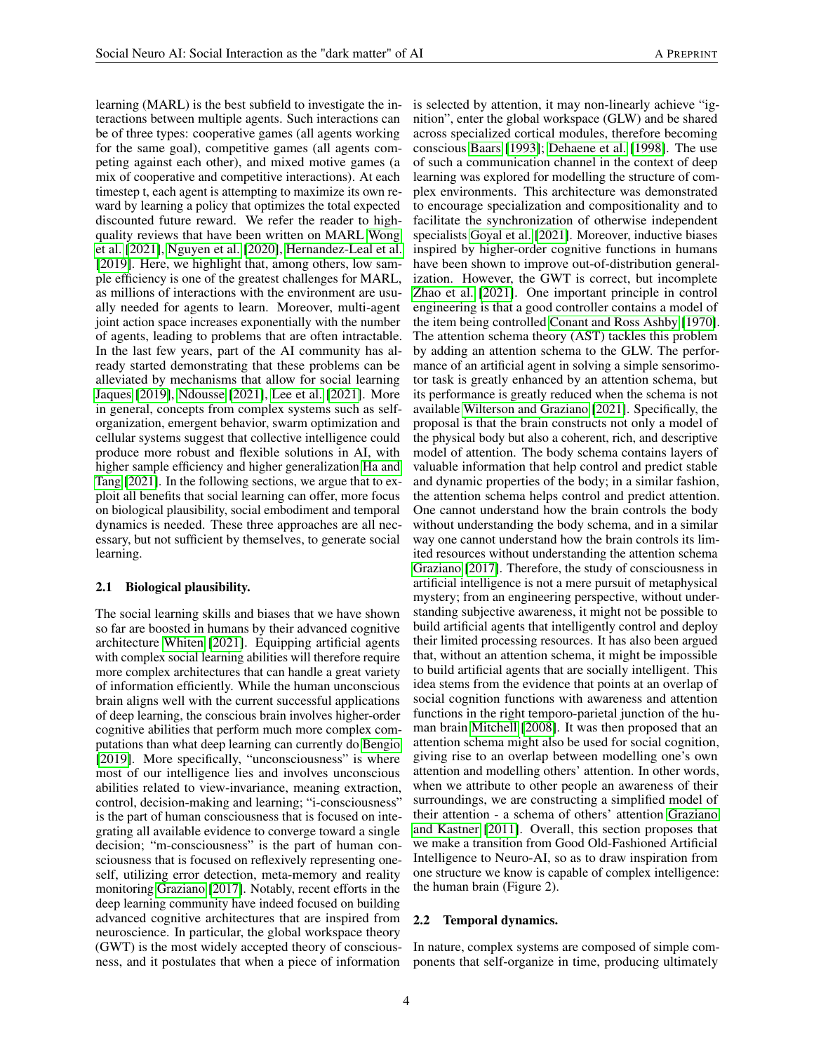learning (MARL) is the best subfield to investigate the interactions between multiple agents. Such interactions can be of three types: cooperative games (all agents working for the same goal), competitive games (all agents competing against each other), and mixed motive games (a mix of cooperative and competitive interactions). At each timestep t, each agent is attempting to maximize its own reward by learning a policy that optimizes the total expected discounted future reward. We refer the reader to high-quality reviews that have been written on MARL Wong et al. [2021], Nguyen et al. [2020], Hernandez-Leal et al. [2019]. Here, we highlight that, among others, low sample efficiency is one of the greatest challenges for MARL, as millions of interactions with the environment are usually needed for agents to learn. Moreover, multi-agent joint action space increases exponentially with the number of agents, leading to problems that are often intractable. In the last few years, part of the AI community has already started demonstrating that these problems can be alleviated by mechanisms that allow for social learning Jaques [2019], Ndousse [2021], Lee et al. [2021]. More in general, concepts from complex systems such as self-organization, emergent behavior, swarm optimization and cellular systems suggest that collective intelligence could produce more robust and flexible solutions in AI, with higher sample efficiency and higher generalization Ha and Tang [2021]. In the following sections, we argue that to exploit all benefits that social learning can offer, more focus on biological plausibility, social embodiment and temporal dynamics is needed. These three approaches are all necessary, but not sufficient by themselves, to generate social learning.

### 2.1 Biological plausibility.

The social learning skills and biases that we have shown so far are boosted in humans by their advanced cognitive architecture Whiten [2021]. Equipping artificial agents with complex social learning abilities will therefore require more complex architectures that can handle a great variety of information efficiently. While the human unconscious brain aligns well with the current successful applications of deep learning, the conscious brain involves higher-order cognitive abilities that perform much more complex computations than what deep learning can currently do Bengio [2019]. More specifically, "unconsciousness" is where most of our intelligence lies and involves unconscious abilities related to view-invariance, meaning extraction, control, decision-making and learning; "i-consciousness" is the part of human consciousness that is focused on integrating all available evidence to converge toward a single decision; "m-consciousness" is the part of human consciousness that is focused on reflexively representing oneself, utilizing error detection, meta-memory and reality monitoring Graziano [2017]. Notably, recent efforts in the deep learning community have indeed focused on building advanced cognitive architectures that are inspired from neuroscience. In particular, the global workspace theory (GWT) is the most widely accepted theory of consciousness, and it postulates that when a piece of information is selected by attention, it may non-linearly achieve "ignition", enter the global workspace (GLW) and be shared across specialized cortical modules, therefore becoming conscious Baars [1993]; Dehaene et al. [1998]. The use of such a communication channel in the context of deep learning was explored for modelling the structure of complex environments. This architecture was demonstrated to encourage specialization and compositionality and to facilitate the synchronization of otherwise independent specialists Goyal et al. [2021]. Moreover, inductive biases inspired by higher-order cognitive functions in humans have been shown to improve out-of-distribution generalization. However, the GWT is correct, but incomplete Zhao et al. [2021]. One important principle in control engineering is that a good controller contains a model of the item being controlled Conant and Ross Ashby [1970]. The attention schema theory (AST) tackles this problem by adding an attention schema to the GLW. The performance of an artificial agent in solving a simple sensorimotor task is greatly enhanced by an attention schema, but its performance is greatly reduced when the schema is not available Wilterson and Graziano [2021]. Specifically, the proposal is that the brain constructs not only a model of the physical body but also a coherent, rich, and descriptive model of attention. The body schema contains layers of valuable information that help control and predict stable and dynamic properties of the body; in a similar fashion, the attention schema helps control and predict attention. One cannot understand how the brain controls the body without understanding the body schema, and in a similar way one cannot understand how the brain controls its limited resources without understanding the attention schema Graziano [2017]. Therefore, the study of consciousness in artificial intelligence is not a mere pursuit of metaphysical mystery; from an engineering perspective, without understanding subjective awareness, it might not be possible to build artificial agents that intelligently control and deploy their limited processing resources. It has also been argued that, without an attention schema, it might be impossible to build artificial agents that are socially intelligent. This idea stems from the evidence that points at an overlap of social cognition functions with awareness and attention functions in the right temporo-parietal junction of the human brain Mitchell [2008]. It was then proposed that an attention schema might also be used for social cognition, giving rise to an overlap between modelling one's own attention and modelling others' attention. In other words, when we attribute to other people an awareness of their surroundings, we are constructing a simplified model of their attention - a schema of others' attention Graziano and Kastner [2011]. Overall, this section proposes that we make a transition from Good Old-Fashioned Artificial Intelligence to Neuro-AI, so as to draw inspiration from one structure we know is capable of complex intelligence: the human brain (Figure 2).

### 2.2 Temporal dynamics.

In nature, complex systems are composed of simple components that self-organize in time, producing ultimately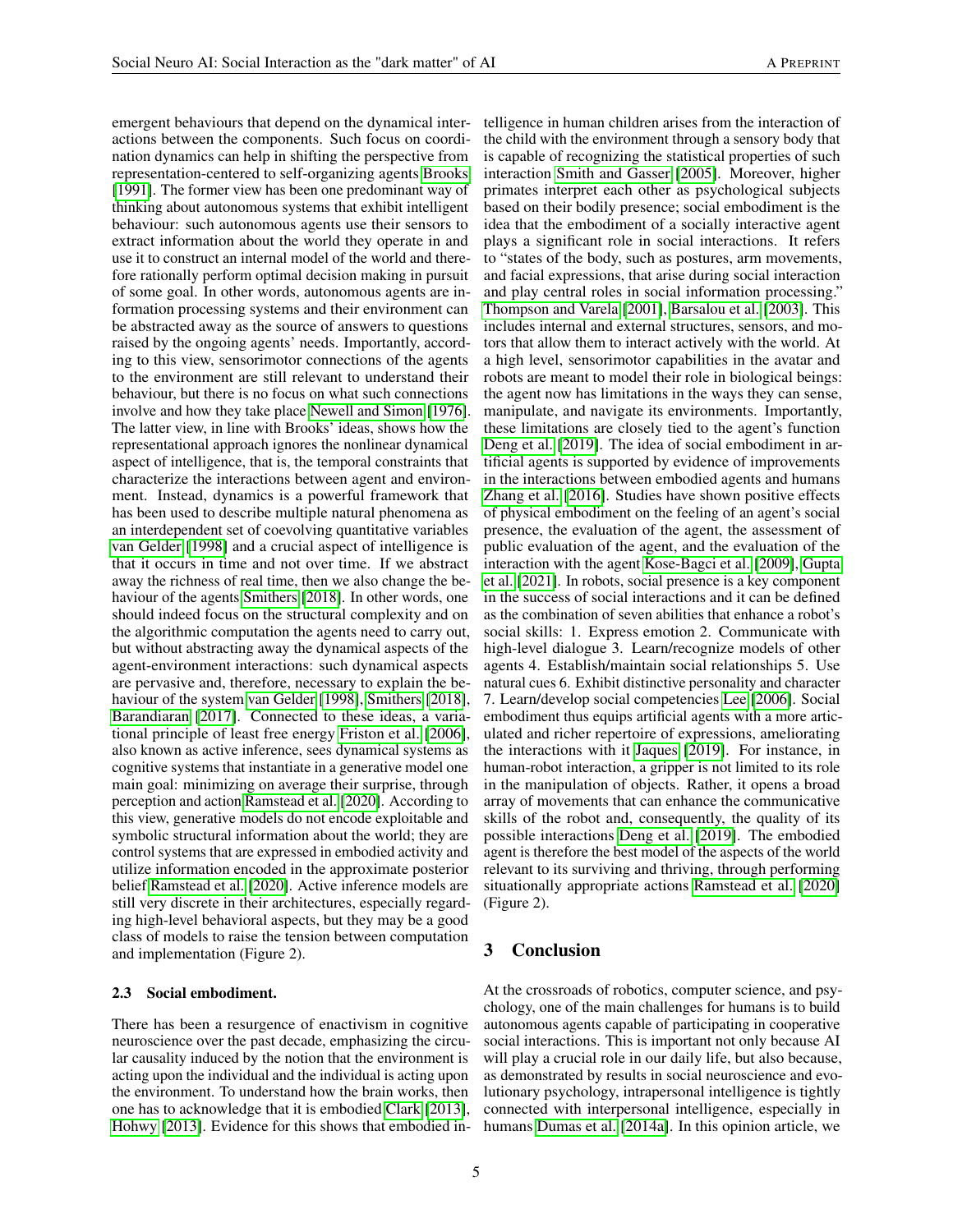emergent behaviours that depend on the dynamical interactions between the components. Such focus on coordination dynamics can help in shifting the perspective from representation-centered to self-organizing agents Brooks [1991]. The former view has been one predominant way of thinking about autonomous systems that exhibit intelligent behaviour: such autonomous agents use their sensors to extract information about the world they operate in and use it to construct an internal model of the world and therefore rationally perform optimal decision making in pursuit of some goal. In other words, autonomous agents are information processing systems and their environment can be abstracted away as the source of answers to questions raised by the ongoing agents' needs. Importantly, according to this view, sensorimotor connections of the agents to the environment are still relevant to understand their behaviour, but there is no focus on what such connections involve and how they take place Newell and Simon [1976]. The latter view, in line with Brooks' ideas, shows how the representational approach ignores the nonlinear dynamical aspect of intelligence, that is, the temporal constraints that characterize the interactions between agent and environment. Instead, dynamics is a powerful framework that has been used to describe multiple natural phenomena as an interdependent set of coevolving quantitative variables van Gelder [1998] and a crucial aspect of intelligence is that it occurs in time and not over time. If we abstract away the richness of real time, then we also change the behaviour of the agents Smithers [2018]. In other words, one should indeed focus on the structural complexity and on the algorithmic computation the agents need to carry out, but without abstracting away the dynamical aspects of the agent-environment interactions: such dynamical aspects are pervasive and, therefore, necessary to explain the behaviour of the system van Gelder [1998], Smithers [2018], Barandiaran [2017]. Connected to these ideas, a variational principle of least free energy Friston et al. [2006], also known as active inference, sees dynamical systems as cognitive systems that instantiate in a generative model one main goal: minimizing on average their surprise, through perception and action Ramstead et al. [2020]. According to this view, generative models do not encode exploitable and symbolic structural information about the world; they are control systems that are expressed in embodied activity and utilize information encoded in the approximate posterior belief Ramstead et al. [2020]. Active inference models are still very discrete in their architectures, especially regarding high-level behavioral aspects, but they may be a good class of models to raise the tension between computation and implementation (Figure 2).

### 2.3 Social embodiment.

There has been a resurgence of enactivism in cognitive neuroscience over the past decade, emphasizing the circular causality induced by the notion that the environment is acting upon the individual and the individual is acting upon the environment. To understand how the brain works, then one has to acknowledge that it is embodied Clark [2013], Hohwy [2013]. Evidence for this shows that embodied intelligence in human children arises from the interaction of the child with the environment through a sensory body that is capable of recognizing the statistical properties of such interaction Smith and Gasser [2005]. Moreover, higher primates interpret each other as psychological subjects based on their bodily presence; social embodiment is the idea that the embodiment of a socially interactive agent plays a significant role in social interactions. It refers to "states of the body, such as postures, arm movements, and facial expressions, that arise during social interaction and play central roles in social information processing." Thompson and Varela [2001], Barsalou et al. [2003]. This includes internal and external structures, sensors, and motors that allow them to interact actively with the world. At a high level, sensorimotor capabilities in the avatar and robots are meant to model their role in biological beings: the agent now has limitations in the ways they can sense, manipulate, and navigate its environments. Importantly, these limitations are closely tied to the agent's function Deng et al. [2019]. The idea of social embodiment in artificial agents is supported by evidence of improvements in the interactions between embodied agents and humans Zhang et al. [2016]. Studies have shown positive effects of physical embodiment on the feeling of an agent's social presence, the evaluation of the agent, the assessment of public evaluation of the agent, and the evaluation of the interaction with the agent Kose-Bagci et al. [2009], Gupta et al. [2021]. In robots, social presence is a key component in the success of social interactions and it can be defined as the combination of seven abilities that enhance a robot's social skills: 1. Express emotion 2. Communicate with high-level dialogue 3. Learn/recognize models of other agents 4. Establish/maintain social relationships 5. Use natural cues 6. Exhibit distinctive personality and character 7. Learn/develop social competencies Lee [2006]. Social embodiment thus equips artificial agents with a more articulated and richer repertoire of expressions, ameliorating the interactions with it Jaques [2019]. For instance, in human-robot interaction, a gripper is not limited to its role in the manipulation of objects. Rather, it opens a broad array of movements that can enhance the communicative skills of the robot and, consequently, the quality of its possible interactions Deng et al. [2019]. The embodied agent is therefore the best model of the aspects of the world relevant to its surviving and thriving, through performing situationally appropriate actions Ramstead et al. [2020] (Figure 2).

## 3 Conclusion

At the crossroads of robotics, computer science, and psychology, one of the main challenges for humans is to build autonomous agents capable of participating in cooperative social interactions. This is important not only because AI will play a crucial role in our daily life, but also because, as demonstrated by results in social neuroscience and evolutionary psychology, intrapersonal intelligence is tightly connected with interpersonal intelligence, especially in humans Dumas et al. [2014a]. In this opinion article, we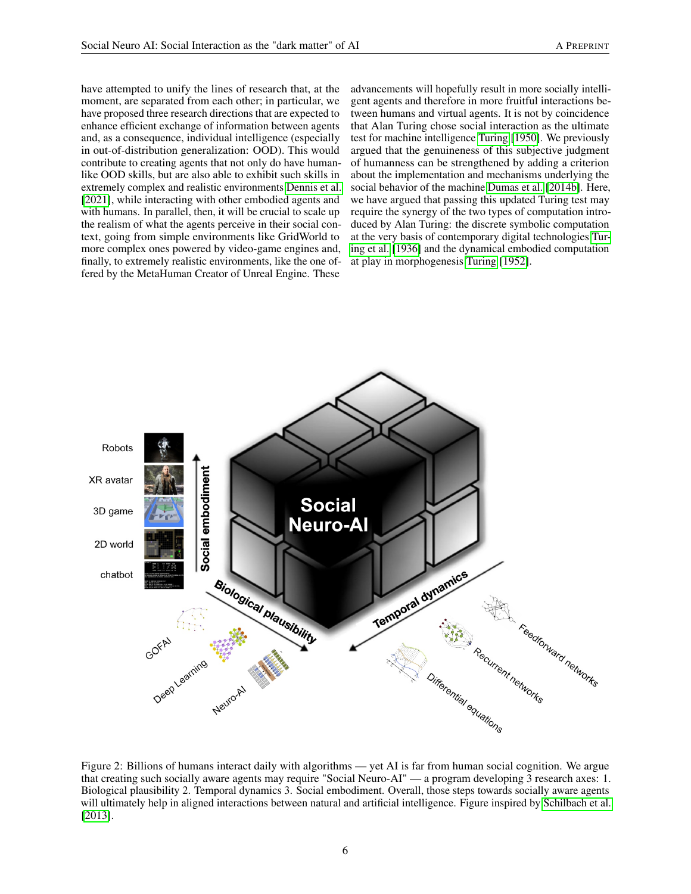have attempted to unify the lines of research that, at the moment, are separated from each other; in particular, we have proposed three research directions that are expected to enhance efficient exchange of information between agents and, as a consequence, individual intelligence (especially in out-of-distribution generalization: OOD). This would contribute to creating agents that not only do have human-like OOD skills, but are also able to exhibit such skills in extremely complex and realistic environments Dennis et al. [2021], while interacting with other embodied agents and with humans. In parallel, then, it will be crucial to scale up the realism of what the agents perceive in their social context, going from simple environments like GridWorld to more complex ones powered by video-game engines and, finally, to extremely realistic environments, like the one offered by the MetaHuman Creator of Unreal Engine. These advancements will hopefully result in more socially intelligent agents and therefore in more fruitful interactions between humans and virtual agents. It is not by coincidence that Alan Turing chose social interaction as the ultimate test for machine intelligence Turing [1950]. We previously argued that the genuineness of this subjective judgment of humanness can be strengthened by adding a criterion about the implementation and mechanisms underlying the social behavior of the machine Dumas et al. [2014b]. Here, we have argued that passing this updated Turing test may require the synergy of the two types of computation introduced by Alan Turing: the discrete symbolic computation at the very basis of contemporary digital technologies Turing et al. [1936] and the dynamical embodied computation at play in morphogenesis Turing [1952].

Figure 2: Billions of humans interact daily with algorithms — yet AI is far from human social cognition. We argue that creating such socially aware agents may require "Social Neuro-AI" — a program developing 3 research axes: 1. Biological plausibility 2. Temporal dynamics 3. Social embodiment. Overall, those steps towards socially aware agents will ultimately help in aligned interactions between natural and artificial intelligence. Figure inspired by Schilbach et al. [2013].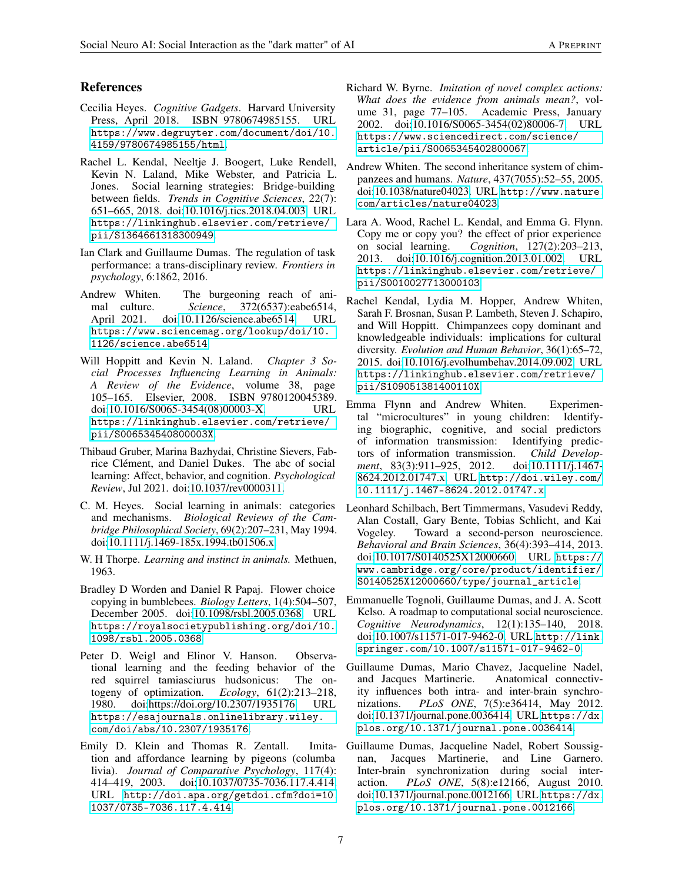## References

Cecilia Heyes. *Cognitive Gadgets*. Harvard University Press, April 2018. ISBN 9780674985155. URL https://www.degruyter.com/document/doi/10.4159/9780674985155/html.

Rachel L. Kendal, Neeltje J. Boogert, Luke Rendell, Kevin N. Laland, Mike Webster, and Patricia L. Jones. Social learning strategies: Bridge-building between fields. *Trends in Cognitive Sciences*, 22(7): 651–665, 2018. doi:10.1016/j.tics.2018.04.003. URL https://linkinghub.elsevier.com/retrieve/pii/S1364661318300949.

Ian Clark and Guillaume Dumas. The regulation of task performance: a trans-disciplinary review. *Frontiers in psychology*, 6:1862, 2016.

Andrew Whiten. The burgeoning reach of animal culture. *Science*, 372(6537):eabe6514, April 2021. doi:10.1126/science.abe6514. URL https://www.sciencemag.org/lookup/doi/10.1126/science.abe6514.

Will Hoppitt and Kevin N. Laland. *Chapter 3 Social Processes Influencing Learning in Animals: A Review of the Evidence*, volume 38, page 105–165. Elsevier, 2008. ISBN 9780120045389. doi:10.1016/S0065-3454(08)00003-X. URL https://linkinghub.elsevier.com/retrieve/pii/S006534540800003X.

Thibaud Gruber, Marina Bazhydai, Christine Sievers, Fabrice Clément, and Daniel Dukes. The abc of social learning: Affect, behavior, and cognition. *Psychological Review*, Jul 2021. doi:10.1037/rev0000311.

C. M. Heyes. Social learning in animals: categories and mechanisms. *Biological Reviews of the Cambridge Philosophical Society*, 69(2):207–231, May 1994. doi:10.1111/j.1469-185x.1994.tb01506.x.

W. H Thorpe. *Learning and instinct in animals.* Methuen, 1963.

Bradley D Worden and Daniel R Papaj. Flower choice copying in bumblebees. *Biology Letters*, 1(4):504–507, December 2005. doi:10.1098/rsbl.2005.0368. URL https://royalsocietypublishing.org/doi/10.1098/rsbl.2005.0368.

Peter D. Weigl and Elinor V. Hanson. Observational learning and the feeding behavior of the red squirrel tamiasciurus hudsonicus: The ontogeny of optimization. *Ecology*, 61(2):213–218, 1980. doi:https://doi.org/10.2307/1935176. URL https://esajournals.onlinelibrary.wiley.com/doi/abs/10.2307/1935176.

Emily D. Klein and Thomas R. Zentall. Imitation and affordance learning by pigeons (columba livia). *Journal of Comparative Psychology*, 117(4): 414–419, 2003. doi:10.1037/0735-7036.117.4.414. URL http://doi.apa.org/getdoi.cfm?doi=10.1037/0735-7036.117.4.414.

Richard W. Byrne. *Imitation of novel complex actions: What does the evidence from animals mean?*, volume 31, page 77–105. Academic Press, January 2002. doi:10.1016/S0065-3454(02)80006-7. URL https://www.sciencedirect.com/science/article/pii/S0065345402800067.

Andrew Whiten. The second inheritance system of chimpanzees and humans. *Nature*, 437(7055):52–55, 2005. doi:10.1038/nature04023. URL http://www.nature.com/articles/nature04023.

Lara A. Wood, Rachel L. Kendal, and Emma G. Flynn. Copy me or copy you? the effect of prior experience on social learning. *Cognition*, 127(2):203–213, 2013. doi:10.1016/j.cognition.2013.01.002. URL https://linkinghub.elsevier.com/retrieve/pii/S0010027713000103.

Rachel Kendal, Lydia M. Hopper, Andrew Whiten, Sarah F. Brosnan, Susan P. Lambeth, Steven J. Schapiro, and Will Hoppitt. Chimpanzees copy dominant and knowledgeable individuals: implications for cultural diversity. *Evolution and Human Behavior*, 36(1):65–72, 2015. doi:10.1016/j.evolhumbehav.2014.09.002. URL https://linkinghub.elsevier.com/retrieve/pii/S109051381400110X.

Emma Flynn and Andrew Whiten. Experimental "microcultures" in young children: Identifying biographic, cognitive, and social predictors of information transmission: Identifying predictors of information transmission. *Child Development*, 83(3):911–925, 2012. doi:10.1111/j.1467-8624.2012.01747.x. URL http://doi.wiley.com/10.1111/j.1467-8624.2012.01747.x.

Leonhard Schilbach, Bert Timmermans, Vasudevi Reddy, Alan Costall, Gary Bente, Tobias Schlicht, and Kai Vogeley. Toward a second-person neuroscience. *Behavioral and Brain Sciences*, 36(4):393–414, 2013. doi:10.1017/S0140525X12000660. URL https://www.cambridge.org/core/product/identifier/S0140525X12000660/type/journal_article.

Emmanuelle Tognoli, Guillaume Dumas, and J. A. Scott Kelso. A roadmap to computational social neuroscience. *Cognitive Neurodynamics*, 12(1):135–140, 2018. doi:10.1007/s11571-017-9462-0. URL http://link.springer.com/10.1007/s11571-017-9462-0.

Guillaume Dumas, Mario Chavez, Jacqueline Nadel, and Jacques Martinerie. Anatomical connectivity influences both intra- and inter-brain synchronizations. *PLoS ONE*, 7(5):e36414, May 2012. doi:10.1371/journal.pone.0036414. URL https://dx.plos.org/10.1371/journal.pone.0036414.

Guillaume Dumas, Jacqueline Nadel, Robert Soussignan, Jacques Martinerie, and Line Garnero. Inter-brain synchronization during social interaction. *PLoS ONE*, 5(8):e12166, August 2010. doi:10.1371/journal.pone.0012166. URL https://dx.plos.org/10.1371/journal.pone.0012166.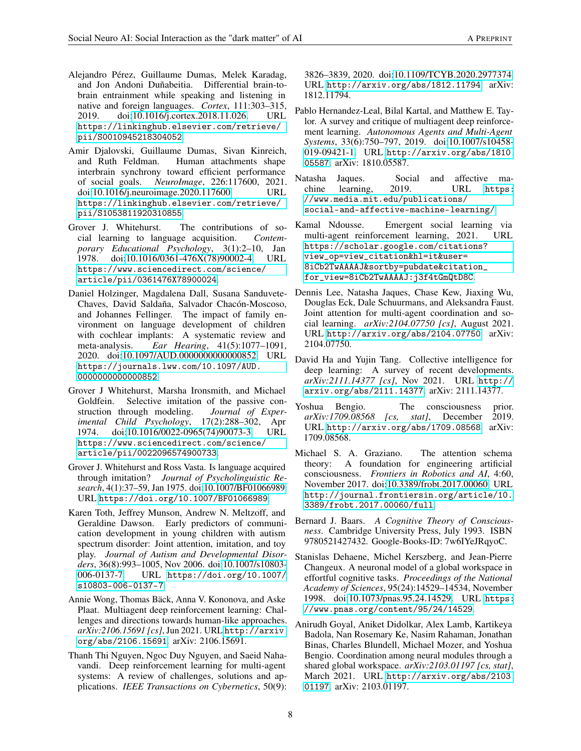Alejandro Pérez, Guillaume Dumas, Melek Karadag, and Jon Andoni Duñabeitia. Differential brain-to-brain entrainment while speaking and listening in native and foreign languages. *Cortex*, 111:303–315, 2019. doi:10.1016/j.cortex.2018.11.026. URL https://linkinghub.elsevier.com/retrieve/pii/S0010945218304052.

Amir Djalovski, Guillaume Dumas, Sivan Kinreich, and Ruth Feldman. Human attachments shape interbrain synchrony toward efficient performance of social goals. *NeuroImage*, 226:117600, 2021. doi:10.1016/j.neuroimage.2020.117600. URL https://linkinghub.elsevier.com/retrieve/pii/S1053811920310855.

Grover J. Whitehurst. The contributions of social learning to language acquisition. *Contemporary Educational Psychology*, 3(1):2–10, Jan 1978. doi:10.1016/0361-476X(78)90002-4. URL https://www.sciencedirect.com/science/article/pii/0361476X78900024.

Daniel Holzinger, Magdalena Dall, Susana Sanduvete-Chaves, David Saldaña, Salvador Chacón-Moscoso, and Johannes Fellinger. The impact of family environment on language development of children with cochlear implants: A systematic review and meta-analysis. *Ear Hearing*, 41(5):1077–1091, 2020. doi:10.1097/AUD.0000000000000852. URL https://journals.lww.com/10.1097/AUD.0000000000000852.

Grover J Whitehurst, Marsha Ironsmith, and Michael Goldfein. Selective imitation of the passive construction through modeling. *Journal of Experimental Child Psychology*, 17(2):288–302, Apr 1974. doi:10.1016/0022-0965(74)90073-3. URL https://www.sciencedirect.com/science/article/pii/0022096574900733.

Grover J. Whitehurst and Ross Vasta. Is language acquired through imitation? *Journal of Psycholinguistic Research*, 4(1):37–59, Jan 1975. doi:10.1007/BF01066989. URL https://doi.org/10.1007/BF01066989.

Karen Toth, Jeffrey Munson, Andrew N. Meltzoff, and Geraldine Dawson. Early predictors of communication development in young children with autism spectrum disorder: Joint attention, imitation, and toy play. *Journal of Autism and Developmental Disorders*, 36(8):993–1005, Nov 2006. doi:10.1007/s10803-006-0137-7. URL https://doi.org/10.1007/s10803-006-0137-7.

Annie Wong, Thomas Bäck, Anna V. Kononova, and Aske Plaat. Multiagent deep reinforcement learning: Challenges and directions towards human-like approaches. *arXiv:2106.15691 [cs]*, Jun 2021. URL http://arxiv.org/abs/2106.15691. arXiv: 2106.15691.

Thanh Thi Nguyen, Ngoc Duy Nguyen, and Saeid Nahavandi. Deep reinforcement learning for multi-agent systems: A review of challenges, solutions and applications. *IEEE Transactions on Cybernetics*, 50(9): 3826–3839, 2020. doi:10.1109/TCYB.2020.2977374. URL http://arxiv.org/abs/1812.11794. arXiv: 1812.11794.

Pablo Hernandez-Leal, Bilal Kartal, and Matthew E. Taylor. A survey and critique of multiagent deep reinforcement learning. *Autonomous Agents and Multi-Agent Systems*, 33(6):750–797, 2019. doi:10.1007/s10458-019-09421-1. URL http://arxiv.org/abs/1810.05587. arXiv: 1810.05587.

Natasha Jaques. Social and affective machine learning, 2019. URL https://www.media.mit.edu/publications/social-and-affective-machine-learning/.

Kamal Ndousse. Emergent social learning via multi-agent reinforcement learning, 2021. URL https://scholar.google.com/citations?view_op=view_citation&hl=it&user=8iCb2TwAAAAJ&sortby=pubdate&citation_for_view=8iCb2TwAAAAJ:j3f4tGmQtD8C.

Dennis Lee, Natasha Jaques, Chase Kew, Jiaxing Wu, Douglas Eck, Dale Schuurmans, and Aleksandra Faust. Joint attention for multi-agent coordination and social learning. *arXiv:2104.07750 [cs]*, August 2021. URL http://arxiv.org/abs/2104.07750. arXiv: 2104.07750.

David Ha and Yujin Tang. Collective intelligence for deep learning: A survey of recent developments. *arXiv:2111.14377 [cs]*, Nov 2021. URL http://arxiv.org/abs/2111.14377. arXiv: 2111.14377.

Yoshua Bengio. The consciousness prior. *arXiv:1709.08568 [cs, stat]*, December 2019. URL http://arxiv.org/abs/1709.08568. arXiv: 1709.08568.

Michael S. A. Graziano. The attention schema theory: A foundation for engineering artificial consciousness. *Frontiers in Robotics and AI*, 4:60, November 2017. doi:10.3389/frobt.2017.00060. URL http://journal.frontiersin.org/article/10.3389/frobt.2017.00060/full.

Bernard J. Baars. *A Cognitive Theory of Consciousness*. Cambridge University Press, July 1993. ISBN 9780521427432. Google-Books-ID: 7w6IYeJRqyoC.

Stanislas Dehaene, Michel Kerszberg, and Jean-Pierre Changeux. A neuronal model of a global workspace in effortful cognitive tasks. *Proceedings of the National Academy of Sciences*, 95(24):14529–14534, November 1998. doi:10.1073/pnas.95.24.14529. URL https://www.pnas.org/content/95/24/14529.

Anirudh Goyal, Aniket Didolkar, Alex Lamb, Kartikeya Badola, Nan Rosemary Ke, Nasim Rahaman, Jonathan Binas, Charles Blundell, Michael Mozer, and Yoshua Bengio. Coordination among neural modules through a shared global workspace. *arXiv:2103.01197 [cs, stat]*, March 2021. URL http://arxiv.org/abs/2103.01197. arXiv: 2103.01197.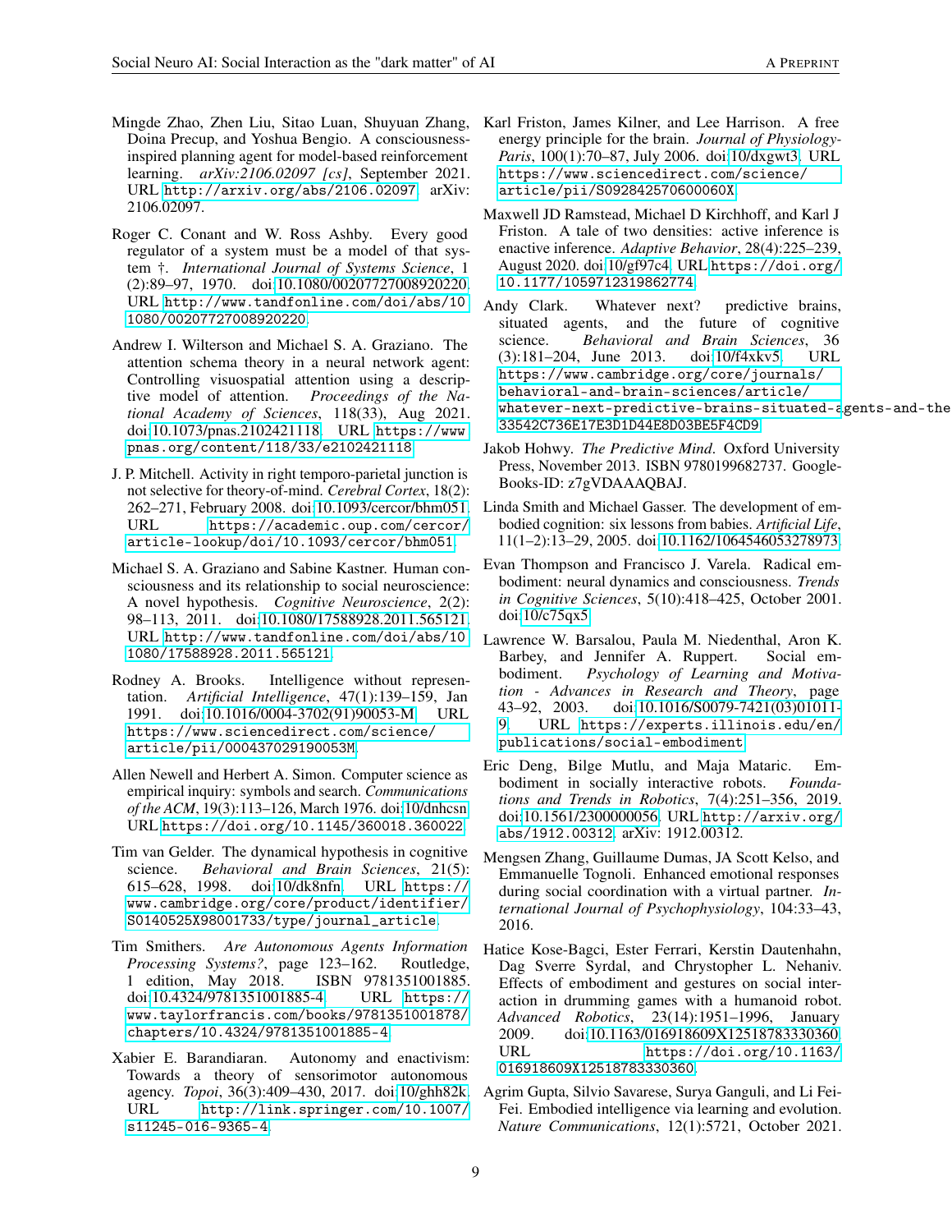Mingde Zhao, Zhen Liu, Sitao Luan, Shuyuan Zhang, Doina Precup, and Yoshua Bengio. A consciousness-inspired planning agent for model-based reinforcement learning. *arXiv:2106.02097 [cs]*, September 2021. URL http://arxiv.org/abs/2106.02097. arXiv: 2106.02097.

Roger C. Conant and W. Ross Ashby. Every good regulator of a system must be a model of that system †. *International Journal of Systems Science*, 1 (2):89–97, 1970. doi:10.1080/00207727008920220. URL http://www.tandfonline.com/doi/abs/10.1080/00207727008920220.

Andrew I. Wilterson and Michael S. A. Graziano. The attention schema theory in a neural network agent: Controlling visuospatial attention using a descriptive model of attention. *Proceedings of the National Academy of Sciences*, 118(33), Aug 2021. doi:10.1073/pnas.2102421118. URL https://www.pnas.org/content/118/33/e2102421118.

J. P. Mitchell. Activity in right temporo-parietal junction is not selective for theory-of-mind. *Cerebral Cortex*, 18(2): 262–271, February 2008. doi:10.1093/cercor/bhm051. URL https://academic.oup.com/cercor/article-lookup/doi/10.1093/cercor/bhm051.

Michael S. A. Graziano and Sabine Kastner. Human consciousness and its relationship to social neuroscience: A novel hypothesis. *Cognitive Neuroscience*, 2(2): 98–113, 2011. doi:10.1080/17588928.2011.565121. URL http://www.tandfonline.com/doi/abs/10.1080/17588928.2011.565121.

Rodney A. Brooks. Intelligence without representation. *Artificial Intelligence*, 47(1):139–159, Jan 1991. doi:10.1016/0004-3702(91)90053-M. URL https://www.sciencedirect.com/science/article/pii/000437029190053M.

Allen Newell and Herbert A. Simon. Computer science as empirical inquiry: symbols and search. *Communications of the ACM*, 19(3):113–126, March 1976. doi:10/dnhcsn. URL https://doi.org/10.1145/360018.360022.

Tim van Gelder. The dynamical hypothesis in cognitive science. *Behavioral and Brain Sciences*, 21(5): 615–628, 1998. doi:10/dk8nfn. URL https://www.cambridge.org/core/product/identifier/S0140525X98001733/type/journal_article.

Tim Smithers. *Are Autonomous Agents Information Processing Systems?*, page 123–162. Routledge, 1 edition, May 2018. ISBN 9781351001885. doi:10.4324/9781351001885-4. URL https://www.taylorfrancis.com/books/9781351001878/chapters/10.4324/9781351001885-4.

Xabier E. Barandiaran. Autonomy and enactivism: Towards a theory of sensorimotor autonomous agency. *Topoi*, 36(3):409–430, 2017. doi:10/ghh82k. URL http://link.springer.com/10.1007/s11245-016-9365-4.

Karl Friston, James Kilner, and Lee Harrison. A free energy principle for the brain. *Journal of Physiology-Paris*, 100(1):70–87, July 2006. doi:10/dxgwt3. URL https://www.sciencedirect.com/science/article/pii/S092842570600060X.

Maxwell JD Ramstead, Michael D Kirchhoff, and Karl J Friston. A tale of two densities: active inference is enactive inference. *Adaptive Behavior*, 28(4):225–239, August 2020. doi:10/gf97c4. URL https://doi.org/10.1177/1059712319862774.

Andy Clark. Whatever next? predictive brains, situated agents, and the future of cognitive science. *Behavioral and Brain Sciences*, 36 (3):181–204, June 2013. doi:10/f4xkv5. URL https://www.cambridge.org/core/journals/behavioral-and-brain-sciences/article/whatever-next-predictive-brains-situated-agents-and-the-33542C736E17E3D1D44E8D03BE5F4CD9.

Jakob Hohwy. *The Predictive Mind*. Oxford University Press, November 2013. ISBN 9780199682737. Google-Books-ID: z7gVDAAAQBAJ.

Linda Smith and Michael Gasser. The development of embodied cognition: six lessons from babies. *Artificial Life*, 11(1–2):13–29, 2005. doi:10.1162/1064546053278973.

Evan Thompson and Francisco J. Varela. Radical embodiment: neural dynamics and consciousness. *Trends in Cognitive Sciences*, 5(10):418–425, October 2001. doi:10/c75qx5.

Lawrence W. Barsalou, Paula M. Niedenthal, Aron K. Barbey, and Jennifer A. Ruppert. Social embodiment. *Psychology of Learning and Motivation - Advances in Research and Theory*, page 43–92, 2003. doi:10.1016/S0079-7421(03)01011-9. URL https://experts.illinois.edu/en/publications/social-embodiment.

Eric Deng, Bilge Mutlu, and Maja Mataric. Embodiment in socially interactive robots. *Foundations and Trends in Robotics*, 7(4):251–356, 2019. doi:10.1561/2300000056. URL http://arxiv.org/abs/1912.00312. arXiv: 1912.00312.

Mengsen Zhang, Guillaume Dumas, JA Scott Kelso, and Emmanuelle Tognoli. Enhanced emotional responses during social coordination with a virtual partner. *International Journal of Psychophysiology*, 104:33–43, 2016.

Hatice Kose-Bagci, Ester Ferrari, Kerstin Dautenhahn, Dag Sverre Syrdal, and Chrystopher L. Nehaniv. Effects of embodiment and gestures on social interaction in drumming games with a humanoid robot. *Advanced Robotics*, 23(14):1951–1996, January 2009. doi:10.1163/016918609X12518783330360. URL https://doi.org/10.1163/016918609X12518783330360.

Agrim Gupta, Silvio Savarese, Surya Ganguli, and Li Fei-Fei. Embodied intelligence via learning and evolution. *Nature Communications*, 12(1):5721, October 2021.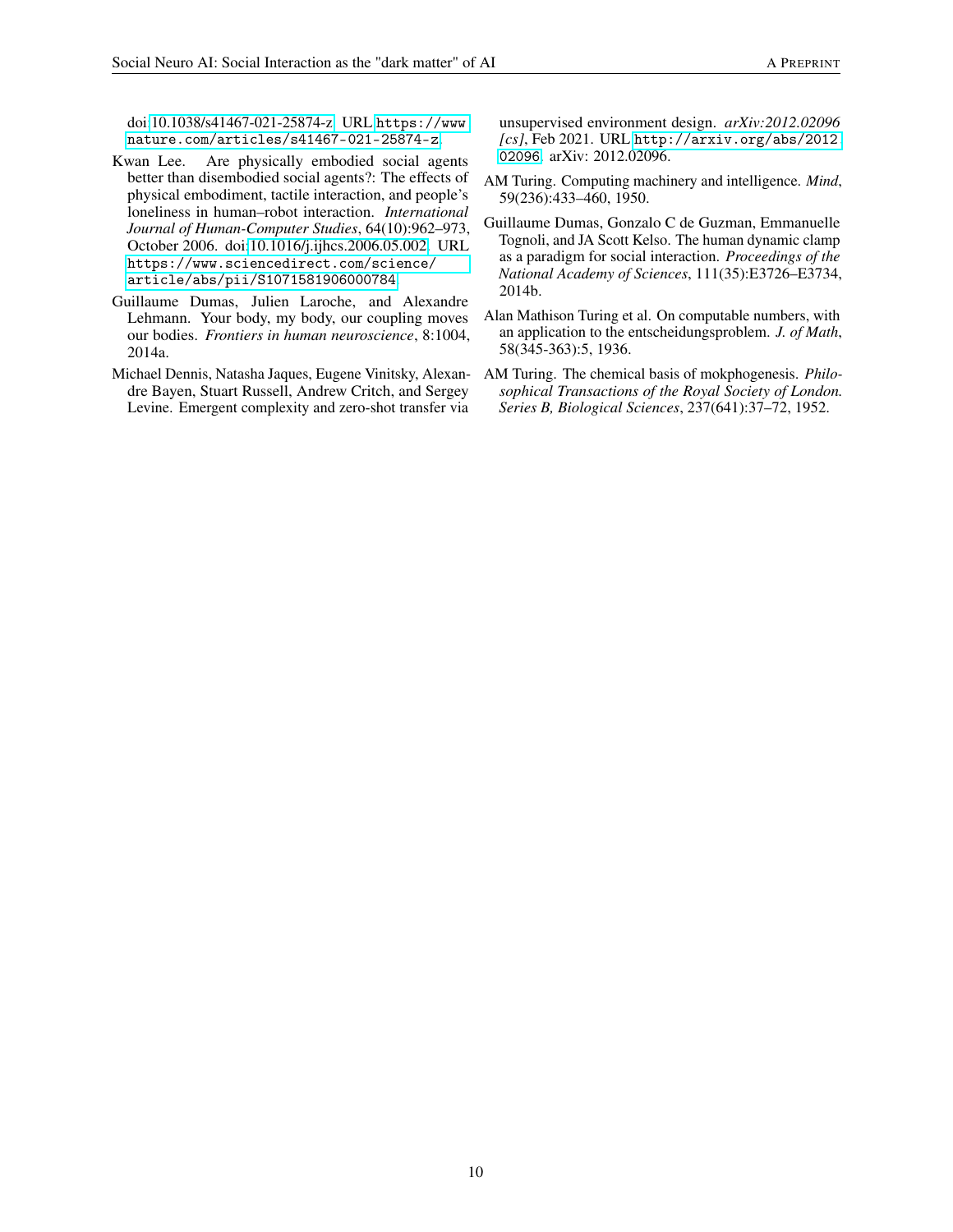doi:10.1038/s41467-021-25874-z. URL https://www.nature.com/articles/s41467-021-25874-z.

Kwan Lee. Are physically embodied social agents better than disembodied social agents?: The effects of physical embodiment, tactile interaction, and people's loneliness in human–robot interaction. *International Journal of Human-Computer Studies*, 64(10):962–973, October 2006. doi:10.1016/j.ijhcs.2006.05.002. URL https://www.sciencedirect.com/science/article/abs/pii/S1071581906000784.

Guillaume Dumas, Julien Laroche, and Alexandre Lehmann. Your body, my body, our coupling moves our bodies. *Frontiers in human neuroscience*, 8:1004, 2014a.

Michael Dennis, Natasha Jaques, Eugene Vinitsky, Alexandre Bayen, Stuart Russell, Andrew Critch, and Sergey Levine. Emergent complexity and zero-shot transfer via unsupervised environment design. *arXiv:2012.02096 [cs]*, Feb 2021. URL http://arxiv.org/abs/2012.02096. arXiv: 2012.02096.

AM Turing. Computing machinery and intelligence. *Mind*, 59(236):433–460, 1950.

Guillaume Dumas, Gonzalo C de Guzman, Emmanuelle Tognoli, and JA Scott Kelso. The human dynamic clamp as a paradigm for social interaction. *Proceedings of the National Academy of Sciences*, 111(35):E3726–E3734, 2014b.

Alan Mathison Turing et al. On computable numbers, with an application to the entscheidungsproblem. *J. of Math*, 58(345-363):5, 1936.

AM Turing. The chemical basis of mokphogenesis. *Philosophical Transactions of the Royal Society of London. Series B, Biological Sciences*, 237(641):37–72, 1952.